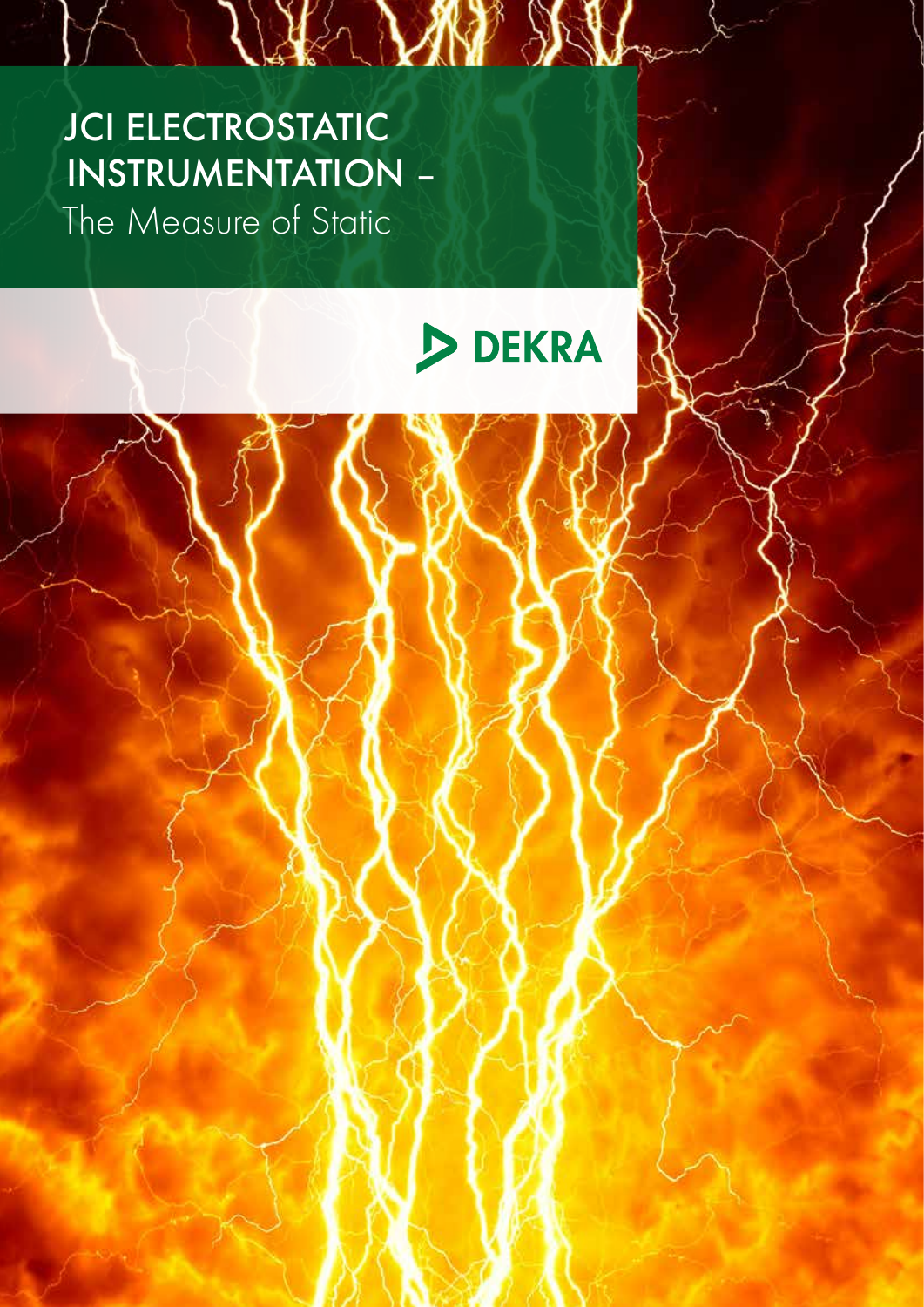# JCI ELECTROSTATIC INSTRUMENTATION –

## The Measure of Static

DEKRA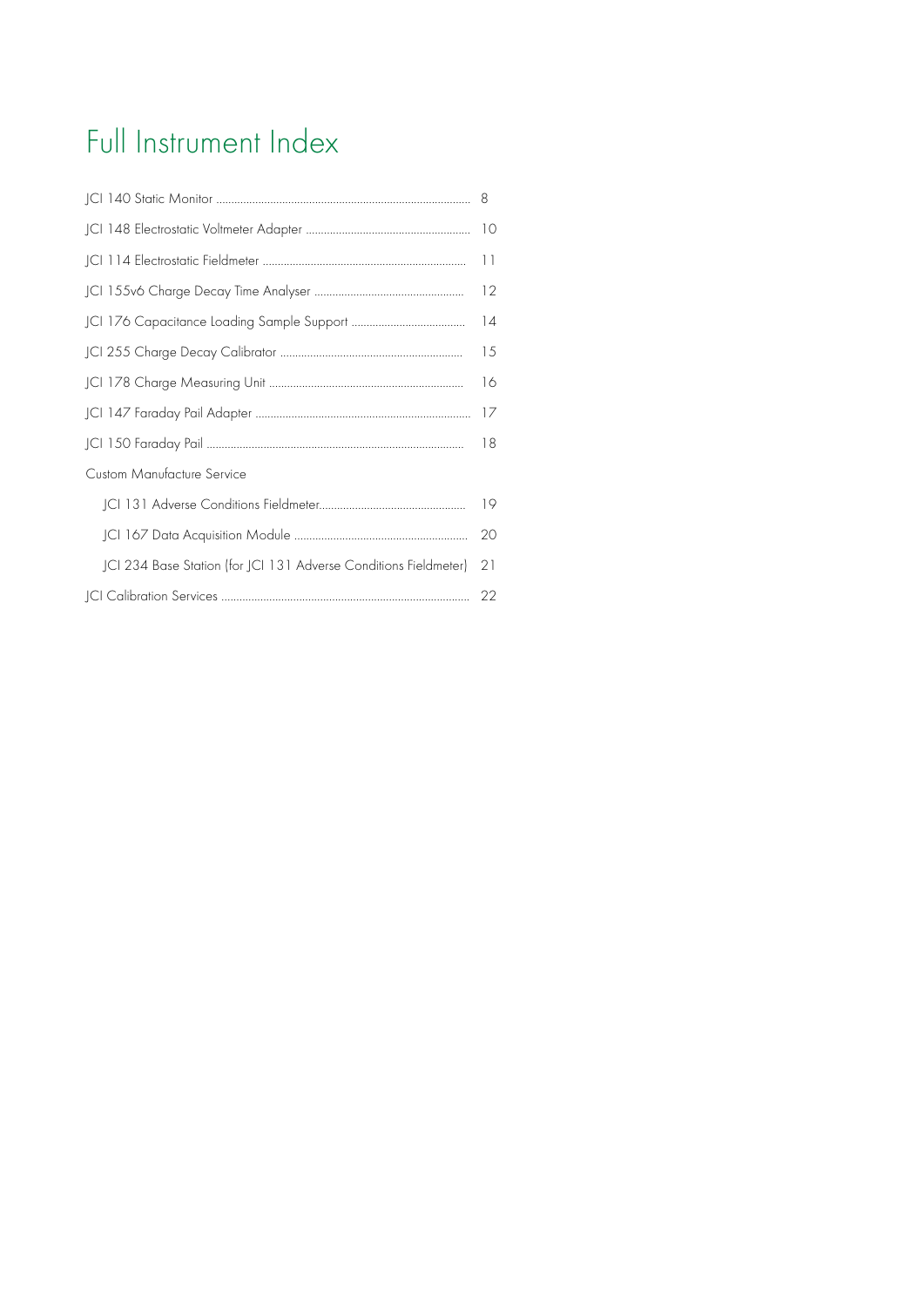# Full Instrument Index

| | |
|---|---|
| JCI 140 Static Monitor | 8 |
| JCI 148 Electrostatic Voltmeter Adapter | 10 |
| JCI 114 Electrostatic Fieldmeter | 11 |
| JCI 155v6 Charge Decay Time Analyser | 12 |
| JCI 176 Capacitance Loading Sample Support | 14 |
| JCI 255 Charge Decay Calibrator | 15 |
| JCI 178 Charge Measuring Unit | 16 |
| JCI 147 Faraday Pail Adapter | 17 |
| JCI 150 Faraday Pail | 18 |
| Custom Manufacture Service | |
| JCI 131 Adverse Conditions Fieldmeter | 19 |
| JCI 167 Data Acquisition Module | 20 |
| JCI 234 Base Station (for JCI 131 Adverse Conditions Fieldmeter) | 21 |
| JCI Calibration Services | 22 |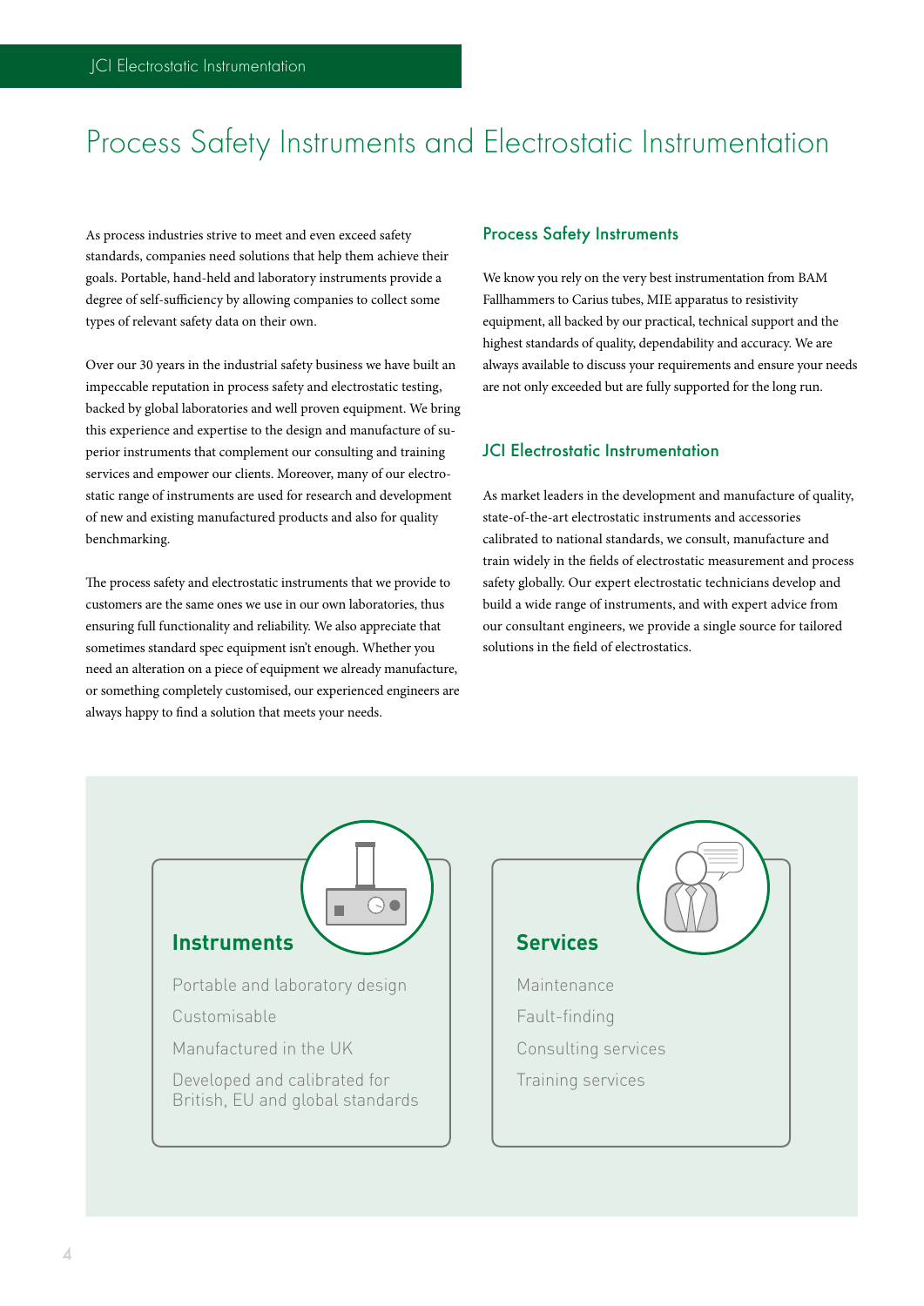# Process Safety Instruments and Electrostatic Instrumentation

As process industries strive to meet and even exceed safety standards, companies need solutions that help them achieve their goals. Portable, hand-held and laboratory instruments provide a degree of self-sufficiency by allowing companies to collect some types of relevant safety data on their own.

Over our 30 years in the industrial safety business we have built an impeccable reputation in process safety and electrostatic testing, backed by global laboratories and well proven equipment. We bring this experience and expertise to the design and manufacture of superior instruments that complement our consulting and training services and empower our clients. Moreover, many of our electrostatic range of instruments are used for research and development of new and existing manufactured products and also for quality benchmarking.

The process safety and electrostatic instruments that we provide to customers are the same ones we use in our own laboratories, thus ensuring full functionality and reliability. We also appreciate that sometimes standard spec equipment isn't enough. Whether you need an alteration on a piece of equipment we already manufacture, or something completely customised, our experienced engineers are always happy to find a solution that meets your needs.

## Process Safety Instruments

We know you rely on the very best instrumentation from BAM Fallhammers to Carius tubes, MIE apparatus to resistivity equipment, all backed by our practical, technical support and the highest standards of quality, dependability and accuracy. We are always available to discuss your requirements and ensure your needs are not only exceeded but are fully supported for the long run.

## JCI Electrostatic Instrumentation

As market leaders in the development and manufacture of quality, state-of-the-art electrostatic instruments and accessories calibrated to national standards, we consult, manufacture and train widely in the fields of electrostatic measurement and process safety globally. Our expert electrostatic technicians develop and build a wide range of instruments, and with expert advice from our consultant engineers, we provide a single source for tailored solutions in the field of electrostatics.

### Instruments

- Portable and laboratory design
- Customisable
- Manufactured in the UK
- Developed and calibrated for British, EU and global standards

### Services

- Maintenance
- Fault-finding
- Consulting services
- Training services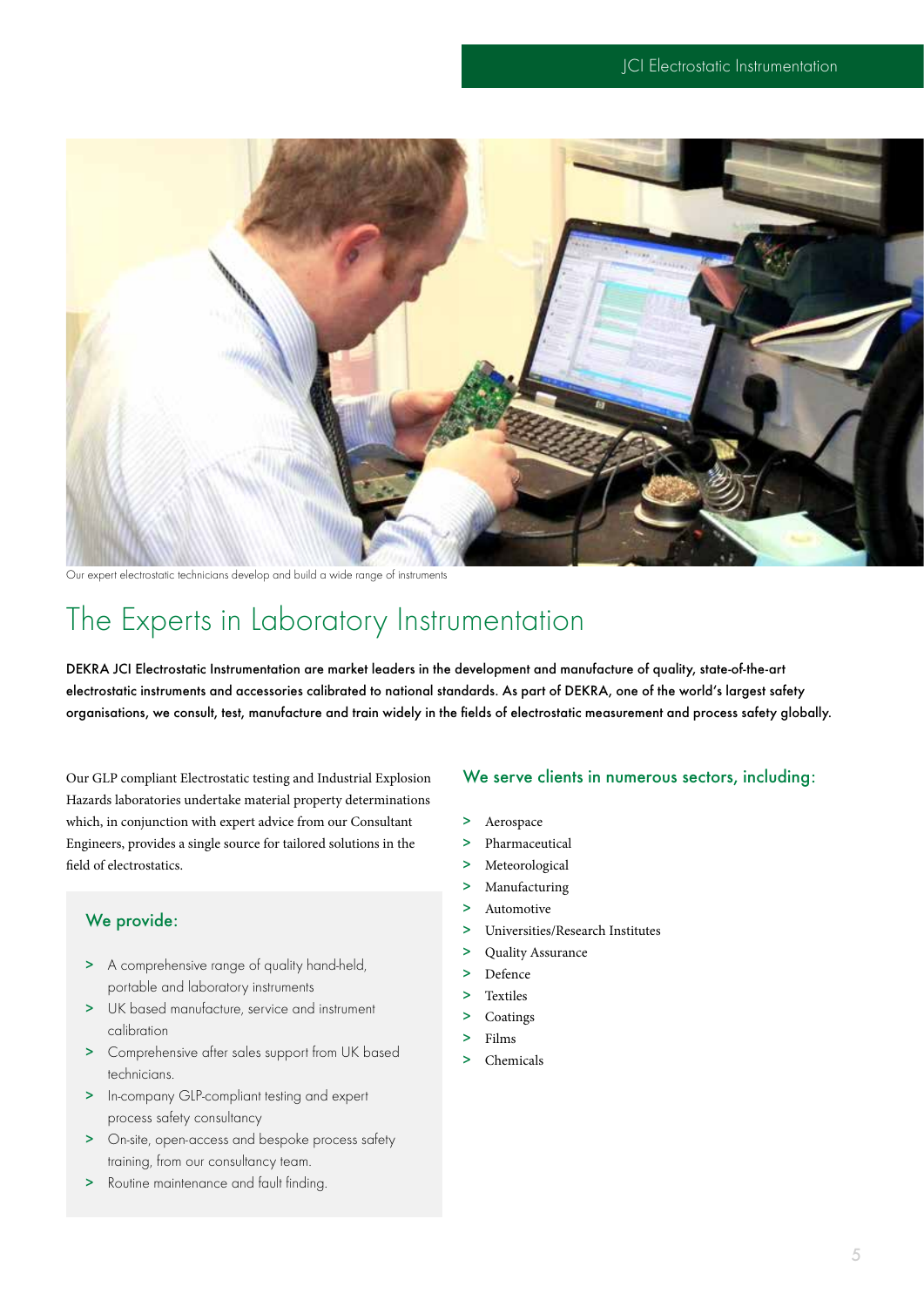Our expert electrostatic technicians develop and build a wide range of instruments

# The Experts in Laboratory Instrumentation

**DEKRA JCI Electrostatic Instrumentation are market leaders in the development and manufacture of quality, state-of-the-art electrostatic instruments and accessories calibrated to national standards. As part of DEKRA, one of the world's largest safety organisations, we consult, test, manufacture and train widely in the fields of electrostatic measurement and process safety globally.**

Our GLP compliant Electrostatic testing and Industrial Explosion Hazards laboratories undertake material property determinations which, in conjunction with expert advice from our Consultant Engineers, provides a single source for tailored solutions in the field of electrostatics.

## We provide:

- A comprehensive range of quality hand-held, portable and laboratory instruments
- UK based manufacture, service and instrument calibration
- Comprehensive after sales support from UK based technicians.
- In-company GLP-compliant testing and expert process safety consultancy
- On-site, open-access and bespoke process safety training, from our consultancy team.
- Routine maintenance and fault finding.

## We serve clients in numerous sectors, including:

- Aerospace
- Pharmaceutical
- Meteorological
- Manufacturing
- Automotive
- Universities/Research Institutes
- Quality Assurance
- Defence
- Textiles
- Coatings
- Films
- Chemicals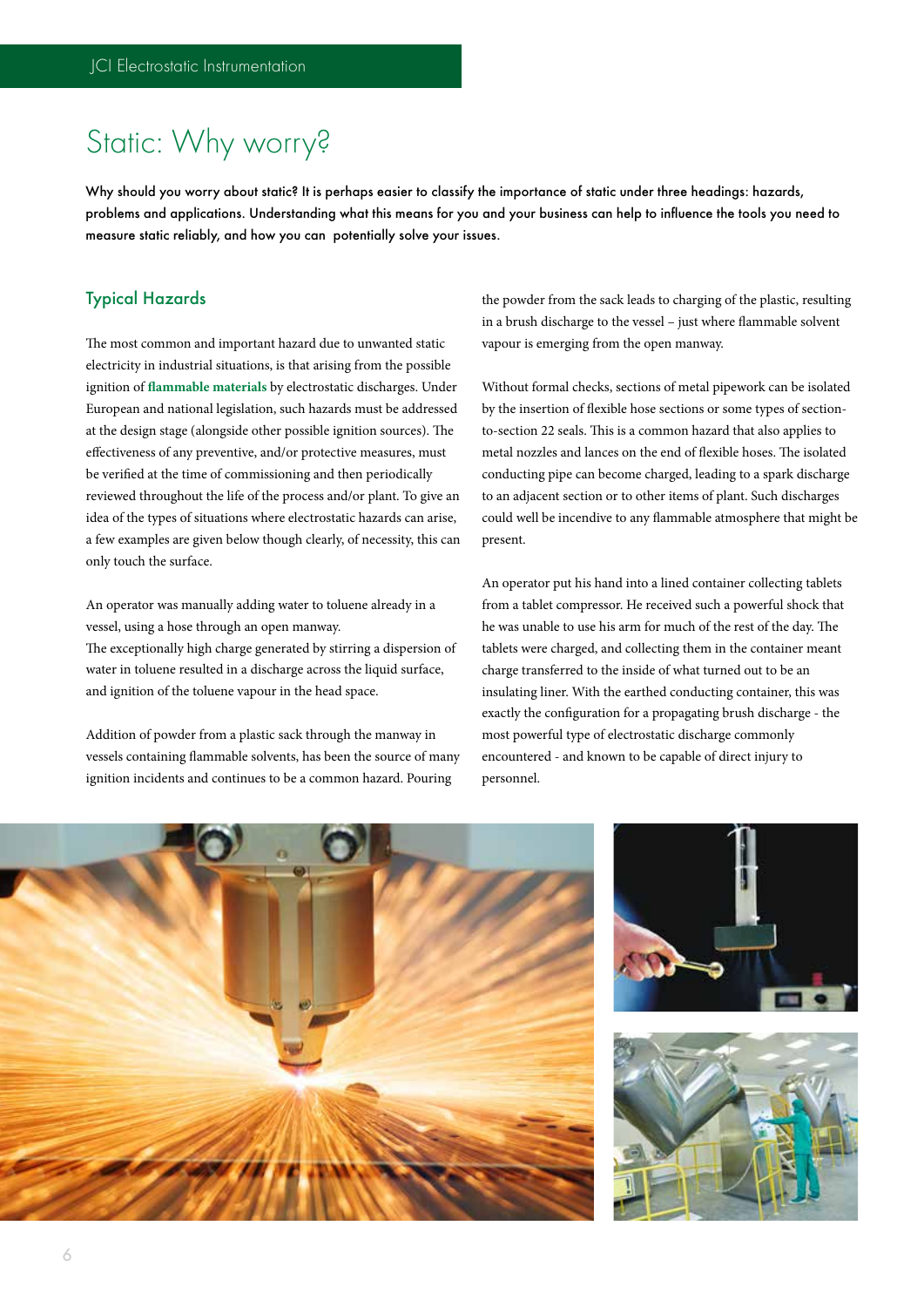# Static: Why worry?

**Why should you worry about static? It is perhaps easier to classify the importance of static under three headings: hazards, problems and applications. Understanding what this means for you and your business can help to influence the tools you need to measure static reliably, and how you can potentially solve your issues.**

## Typical Hazards

The most common and important hazard due to unwanted static electricity in industrial situations, is that arising from the possible ignition of **flammable materials** by electrostatic discharges. Under European and national legislation, such hazards must be addressed at the design stage (alongside other possible ignition sources). The effectiveness of any preventive, and/or protective measures, must be verified at the time of commissioning and then periodically reviewed throughout the life of the process and/or plant. To give an idea of the types of situations where electrostatic hazards can arise, a few examples are given below though clearly, of necessity, this can only touch the surface.

An operator was manually adding water to toluene already in a vessel, using a hose through an open manway.
The exceptionally high charge generated by stirring a dispersion of water in toluene resulted in a discharge across the liquid surface, and ignition of the toluene vapour in the head space.

Addition of powder from a plastic sack through the manway in vessels containing flammable solvents, has been the source of many ignition incidents and continues to be a common hazard. Pouring the powder from the sack leads to charging of the plastic, resulting in a brush discharge to the vessel – just where flammable solvent vapour is emerging from the open manway.

Without formal checks, sections of metal pipework can be isolated by the insertion of flexible hose sections or some types of section-to-section 22 seals. This is a common hazard that also applies to metal nozzles and lances on the end of flexible hoses. The isolated conducting pipe can become charged, leading to a spark discharge to an adjacent section or to other items of plant. Such discharges could well be incendive to any flammable atmosphere that might be present.

An operator put his hand into a lined container collecting tablets from a tablet compressor. He received such a powerful shock that he was unable to use his arm for much of the rest of the day. The tablets were charged, and collecting them in the container meant charge transferred to the inside of what turned out to be an insulating liner. With the earthed conducting container, this was exactly the configuration for a propagating brush discharge - the most powerful type of electrostatic discharge commonly encountered - and known to be capable of direct injury to personnel.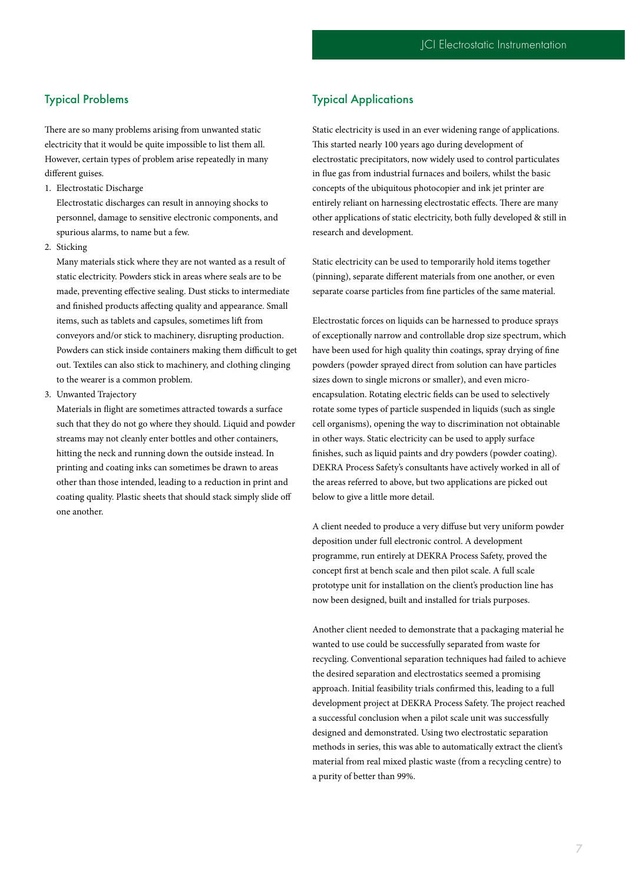## Typical Problems

There are so many problems arising from unwanted static electricity that it would be quite impossible to list them all. However, certain types of problem arise repeatedly in many different guises.

1. Electrostatic Discharge
   Electrostatic discharges can result in annoying shocks to personnel, damage to sensitive electronic components, and spurious alarms, to name but a few.
2. Sticking
   Many materials stick where they are not wanted as a result of static electricity. Powders stick in areas where seals are to be made, preventing effective sealing. Dust sticks to intermediate and finished products affecting quality and appearance. Small items, such as tablets and capsules, sometimes lift from conveyors and/or stick to machinery, disrupting production. Powders can stick inside containers making them difficult to get out. Textiles can also stick to machinery, and clothing clinging to the wearer is a common problem.
3. Unwanted Trajectory
   Materials in flight are sometimes attracted towards a surface such that they do not go where they should. Liquid and powder streams may not cleanly enter bottles and other containers, hitting the neck and running down the outside instead. In printing and coating inks can sometimes be drawn to areas other than those intended, leading to a reduction in print and coating quality. Plastic sheets that should stack simply slide off one another.

## Typical Applications

Static electricity is used in an ever widening range of applications. This started nearly 100 years ago during development of electrostatic precipitators, now widely used to control particulates in flue gas from industrial furnaces and boilers, whilst the basic concepts of the ubiquitous photocopier and ink jet printer are entirely reliant on harnessing electrostatic effects. There are many other applications of static electricity, both fully developed & still in research and development.

Static electricity can be used to temporarily hold items together (pinning), separate different materials from one another, or even separate coarse particles from fine particles of the same material.

Electrostatic forces on liquids can be harnessed to produce sprays of exceptionally narrow and controllable drop size spectrum, which have been used for high quality thin coatings, spray drying of fine powders (powder sprayed direct from solution can have particles sizes down to single microns or smaller), and even micro-encapsulation. Rotating electric fields can be used to selectively rotate some types of particle suspended in liquids (such as single cell organisms), opening the way to discrimination not obtainable in other ways. Static electricity can be used to apply surface finishes, such as liquid paints and dry powders (powder coating). DEKRA Process Safety's consultants have actively worked in all of the areas referred to above, but two applications are picked out below to give a little more detail.

A client needed to produce a very diffuse but very uniform powder deposition under full electronic control. A development programme, run entirely at DEKRA Process Safety, proved the concept first at bench scale and then pilot scale. A full scale prototype unit for installation on the client's production line has now been designed, built and installed for trials purposes.

Another client needed to demonstrate that a packaging material he wanted to use could be successfully separated from waste for recycling. Conventional separation techniques had failed to achieve the desired separation and electrostatics seemed a promising approach. Initial feasibility trials confirmed this, leading to a full development project at DEKRA Process Safety. The project reached a successful conclusion when a pilot scale unit was successfully designed and demonstrated. Using two electrostatic separation methods in series, this was able to automatically extract the client's material from real mixed plastic waste (from a recycling centre) to a purity of better than 99%.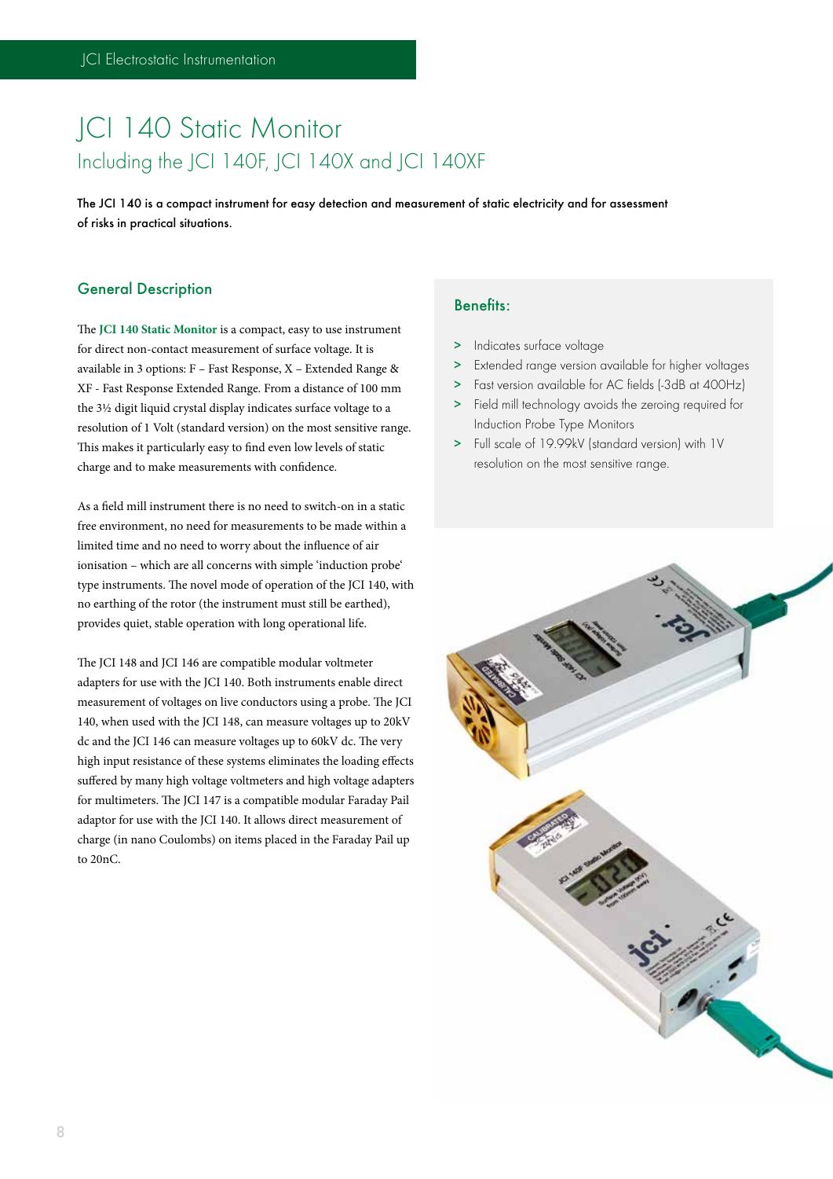# JCI 140 Static Monitor

## Including the JCI 140F, JCI 140X and JCI 140XF

**The JCI 140 is a compact instrument for easy detection and measurement of static electricity and for assessment of risks in practical situations.**

### General Description

The **JCI 140 Static Monitor** is a compact, easy to use instrument for direct non-contact measurement of surface voltage. It is available in 3 options: F – Fast Response, X – Extended Range & XF - Fast Response Extended Range. From a distance of 100 mm the 3½ digit liquid crystal display indicates surface voltage to a resolution of 1 Volt (standard version) on the most sensitive range. This makes it particularly easy to find even low levels of static charge and to make measurements with confidence.

As a field mill instrument there is no need to switch-on in a static free environment, no need for measurements to be made within a limited time and no need to worry about the influence of air ionisation – which are all concerns with simple 'induction probe' type instruments. The novel mode of operation of the JCI 140, with no earthing of the rotor (the instrument must still be earthed), provides quiet, stable operation with long operational life.

The JCI 148 and JCI 146 are compatible modular voltmeter adapters for use with the JCI 140. Both instruments enable direct measurement of voltages on live conductors using a probe. The JCI 140, when used with the JCI 148, can measure voltages up to 20kV dc and the JCI 146 can measure voltages up to 60kV dc. The very high input resistance of these systems eliminates the loading effects suffered by many high voltage voltmeters and high voltage adapters for multimeters. The JCI 147 is a compatible modular Faraday Pail adaptor for use with the JCI 140. It allows direct measurement of charge (in nano Coulombs) on items placed in the Faraday Pail up to 20nC.

### Benefits:

- Indicates surface voltage
- Extended range version available for higher voltages
- Fast version available for AC fields (-3dB at 400Hz)
- Field mill technology avoids the zeroing required for Induction Probe Type Monitors
- Full scale of 19.99kV (standard version) with 1V resolution on the most sensitive range.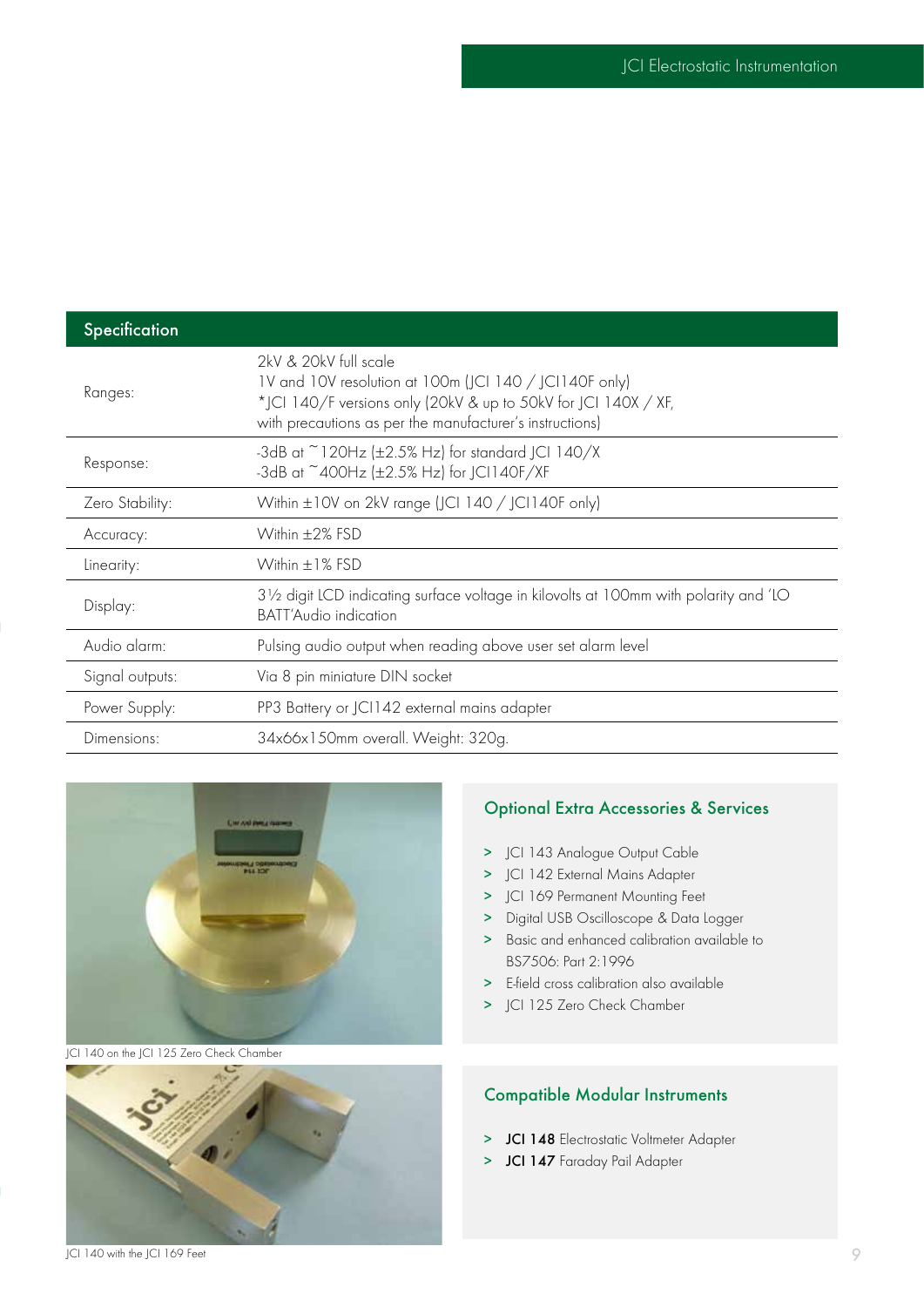## Specification

| Specification | |
|---|---|
| Ranges: | 2kV & 20kV full scale<br>1V and 10V resolution at 100m (JCI 140 / JCI140F only)<br>*JCI 140/F versions only (20kV & up to 50kV for JCI 140X / XF, with precautions as per the manufacturer's instructions) |
| Response: | -3dB at ~120Hz (±2.5% Hz) for standard JCI 140/X<br>-3dB at ~400Hz (±2.5% Hz) for JCI140F/XF |
| Zero Stability: | Within ±10V on 2kV range (JCI 140 / JCI140F only) |
| Accuracy: | Within ±2% FSD |
| Linearity: | Within ±1% FSD |
| Display: | 3½ digit LCD indicating surface voltage in kilovolts at 100mm with polarity and 'LO BATT'Audio indication |
| Audio alarm: | Pulsing audio output when reading above user set alarm level |
| Signal outputs: | Via 8 pin miniature DIN socket |
| Power Supply: | PP3 Battery or JCI142 external mains adapter |
| Dimensions: | 34x66x150mm overall. Weight: 320g. |

JCI 140 on the JCI 125 Zero Check Chamber

JCI 140 with the JCI 169 Feet

## Optional Extra Accessories & Services

- JCI 143 Analogue Output Cable
- JCI 142 External Mains Adapter
- JCI 169 Permanent Mounting Feet
- Digital USB Oscilloscope & Data Logger
- Basic and enhanced calibration available to BS7506: Part 2:1996
- E-field cross calibration also available
- JCI 125 Zero Check Chamber

## Compatible Modular Instruments

- **JCI 148** Electrostatic Voltmeter Adapter
- **JCI 147** Faraday Pail Adapter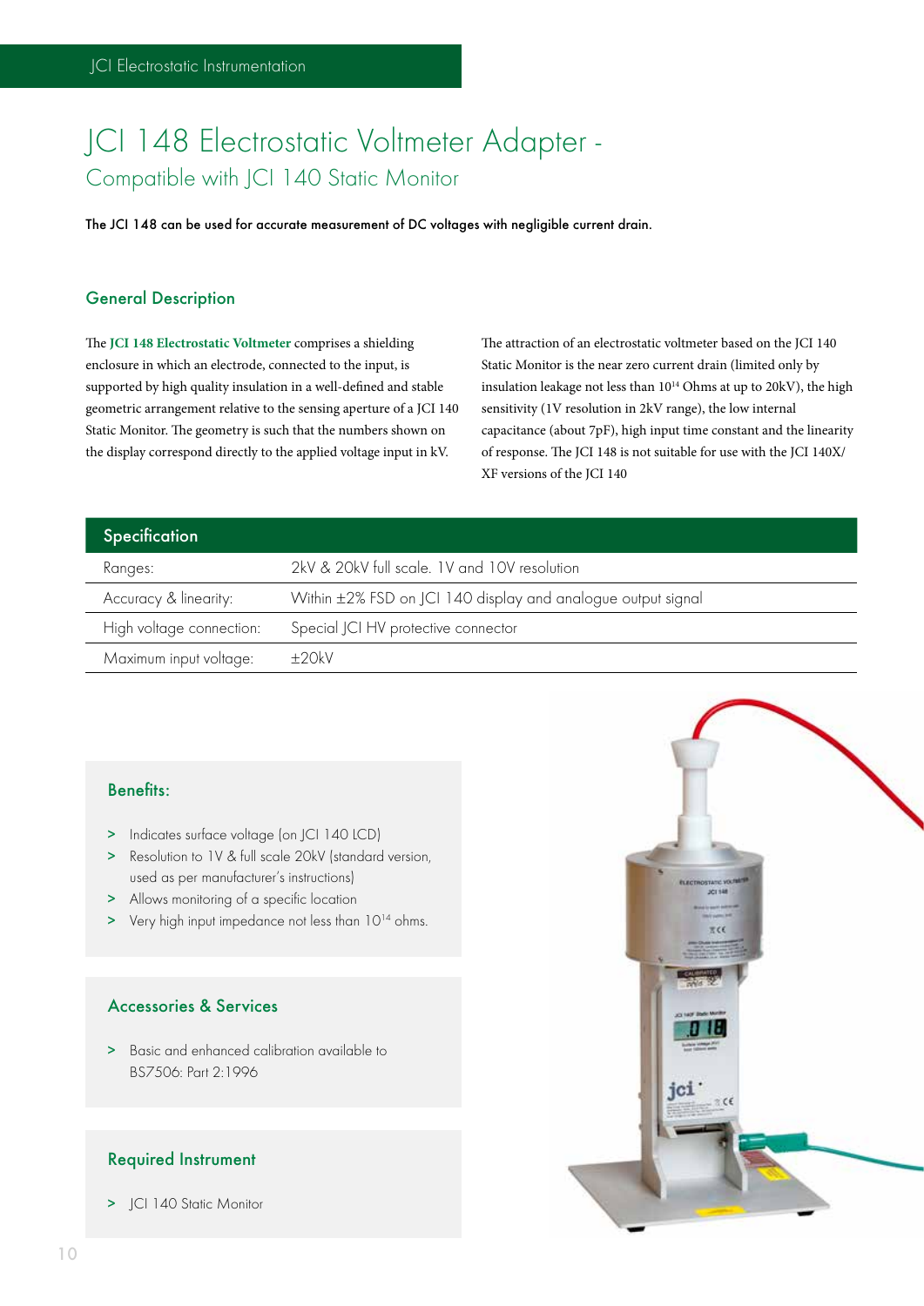# JCI 148 Electrostatic Voltmeter Adapter - Compatible with JCI 140 Static Monitor

**The JCI 148 can be used for accurate measurement of DC voltages with negligible current drain.**

## General Description

The **JCI 148 Electrostatic Voltmeter** comprises a shielding enclosure in which an electrode, connected to the input, is supported by high quality insulation in a well-defined and stable geometric arrangement relative to the sensing aperture of a JCI 140 Static Monitor. The geometry is such that the numbers shown on the display correspond directly to the applied voltage input in kV.

The attraction of an electrostatic voltmeter based on the JCI 140 Static Monitor is the near zero current drain (limited only by insulation leakage not less than $10^{14}$ Ohms at up to 20kV), the high sensitivity (1V resolution in 2kV range), the low internal capacitance (about 7pF), high input time constant and the linearity of response. The JCI 148 is not suitable for use with the JCI 140X/XF versions of the JCI 140

| Specification | |
|---|---|
| Ranges: | 2kV & 20kV full scale. 1V and 10V resolution |
| Accuracy & linearity: | Within ±2% FSD on JCI 140 display and analogue output signal |
| High voltage connection: | Special JCI HV protective connector |
| Maximum input voltage: | ±20kV |

## Benefits:

- Indicates surface voltage (on JCI 140 LCD)
- Resolution to 1V & full scale 20kV (standard version, used as per manufacturer's instructions)
- Allows monitoring of a specific location
- Very high input impedance not less than $10^{14}$ ohms.

## Accessories & Services

- Basic and enhanced calibration available to BS7506: Part 2:1996

## Required Instrument

- JCI 140 Static Monitor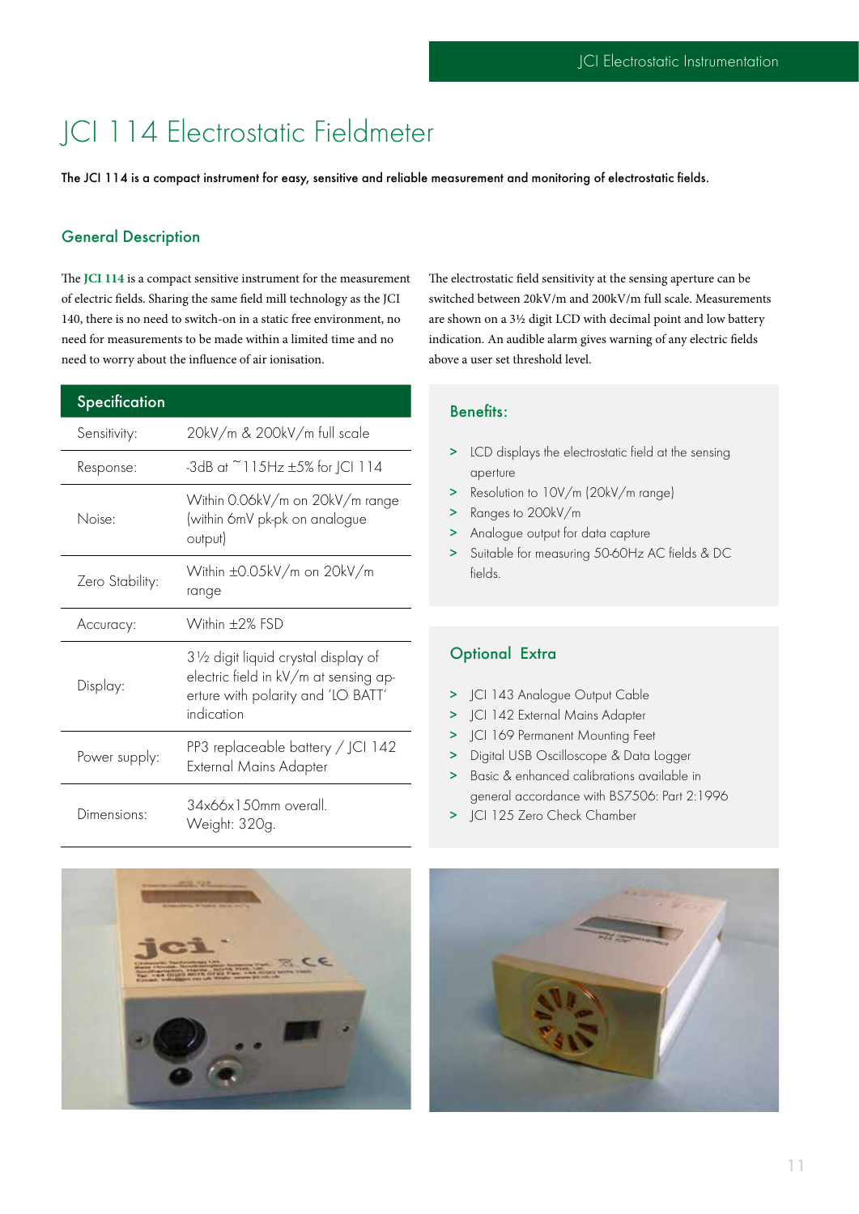# JCI 114 Electrostatic Fieldmeter

**The JCI 114 is a compact instrument for easy, sensitive and reliable measurement and monitoring of electrostatic fields.**

## General Description

The **JCI 114** is a compact sensitive instrument for the measurement of electric fields. Sharing the same field mill technology as the JCI 140, there is no need to switch-on in a static free environment, no need for measurements to be made within a limited time and no need to worry about the influence of air ionisation.

The electrostatic field sensitivity at the sensing aperture can be switched between 20kV/m and 200kV/m full scale. Measurements are shown on a 3½ digit LCD with decimal point and low battery indication. An audible alarm gives warning of any electric fields above a user set threshold level.

| Specification | |
|---|---|
| Sensitivity: | 20kV/m & 200kV/m full scale |
| Response: | -3dB at ~115Hz ±5% for JCI 114 |
| Noise: | Within 0.06kV/m on 20kV/m range (within 6mV pk-pk on analogue output) |
| Zero Stability: | Within ±0.05kV/m on 20kV/m range |
| Accuracy: | Within ±2% FSD |
| Display: | 3½ digit liquid crystal display of electric field in kV/m at sensing aperture with polarity and 'LO BATT' indication |
| Power supply: | PP3 replaceable battery / JCI 142 External Mains Adapter |
| Dimensions: | 34x66x150mm overall. Weight: 320g. |

### Benefits:

> LCD displays the electrostatic field at the sensing aperture
> Resolution to 10V/m (20kV/m range)
> Ranges to 200kV/m
> Analogue output for data capture
> Suitable for measuring 50-60Hz AC fields & DC fields.

### Optional Extra

> JCI 143 Analogue Output Cable
> JCI 142 External Mains Adapter
> JCI 169 Permanent Mounting Feet
> Digital USB Oscilloscope & Data Logger
> Basic & enhanced calibrations available in general accordance with BS7506: Part 2:1996
> JCI 125 Zero Check Chamber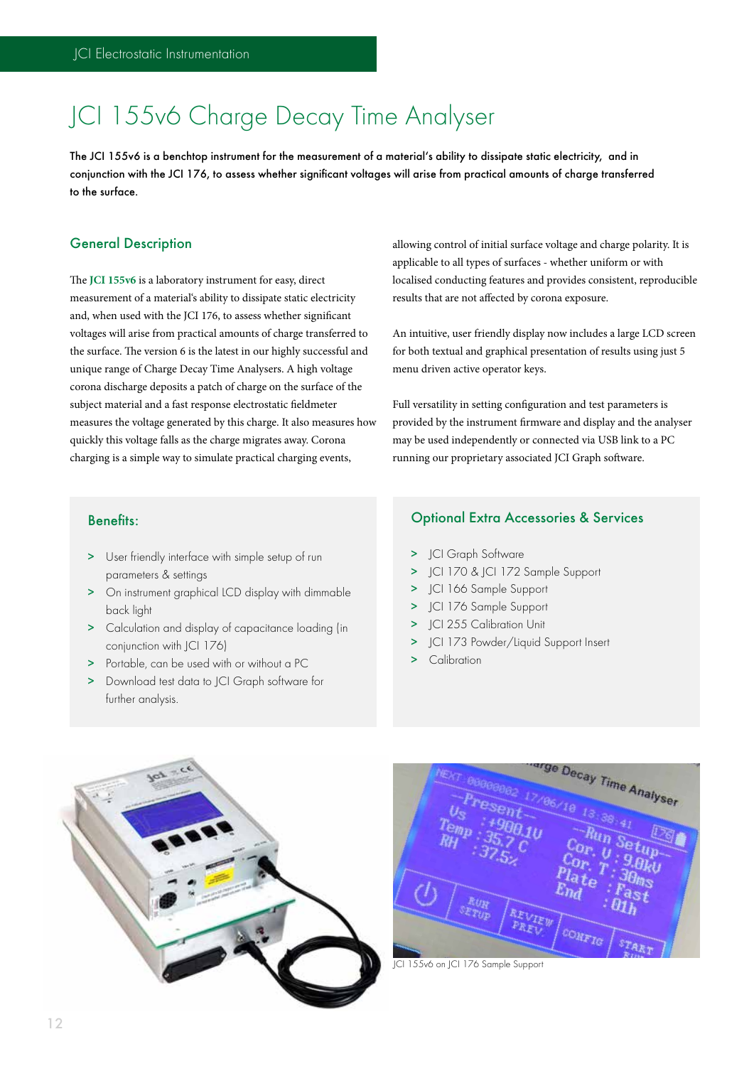# JCI 155v6 Charge Decay Time Analyser

**The JCI 155v6 is a benchtop instrument for the measurement of a material's ability to dissipate static electricity, and in conjunction with the JCI 176, to assess whether significant voltages will arise from practical amounts of charge transferred to the surface.**

## General Description

The **JCI 155v6** is a laboratory instrument for easy, direct measurement of a material's ability to dissipate static electricity and, when used with the JCI 176, to assess whether significant voltages will arise from practical amounts of charge transferred to the surface. The version 6 is the latest in our highly successful and unique range of Charge Decay Time Analysers. A high voltage corona discharge deposits a patch of charge on the surface of the subject material and a fast response electrostatic fieldmeter measures the voltage generated by this charge. It also measures how quickly this voltage falls as the charge migrates away. Corona charging is a simple way to simulate practical charging events, allowing control of initial surface voltage and charge polarity. It is applicable to all types of surfaces - whether uniform or with localised conducting features and provides consistent, reproducible results that are not affected by corona exposure.

An intuitive, user friendly display now includes a large LCD screen for both textual and graphical presentation of results using just 5 menu driven active operator keys.

Full versatility in setting configuration and test parameters is provided by the instrument firmware and display and the analyser may be used independently or connected via USB link to a PC running our proprietary associated JCI Graph software.

## Benefits:

- User friendly interface with simple setup of run parameters & settings
- On instrument graphical LCD display with dimmable back light
- Calculation and display of capacitance loading (in conjunction with JCI 176)
- Portable, can be used with or without a PC
- Download test data to JCI Graph software for further analysis.

## Optional Extra Accessories & Services

- JCI Graph Software
- JCI 170 & JCI 172 Sample Support
- JCI 166 Sample Support
- JCI 176 Sample Support
- JCI 255 Calibration Unit
- JCI 173 Powder/Liquid Support Insert
- Calibration

JCI 155v6 on JCI 176 Sample Support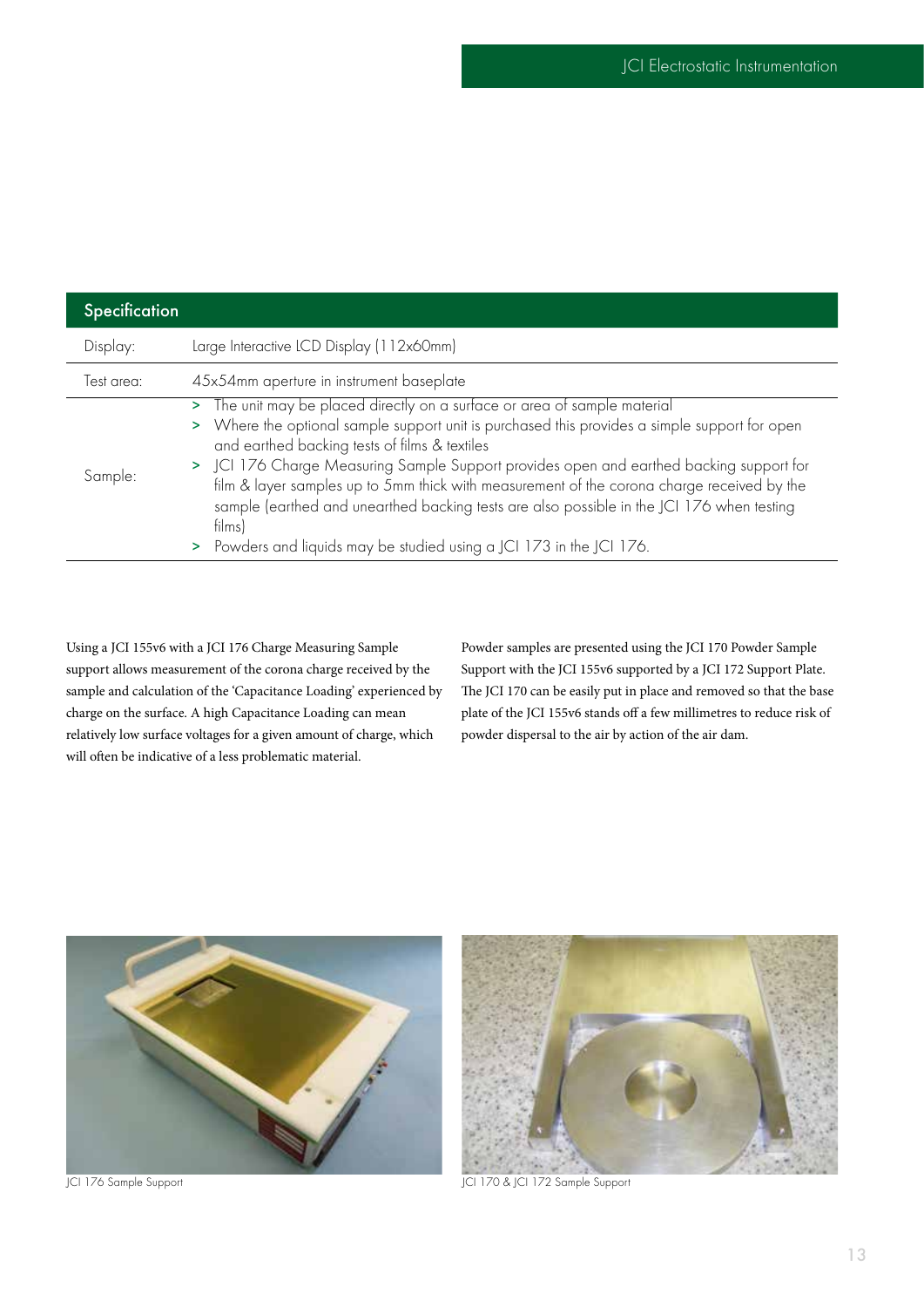## Specification

| | |
|---|---|
| Display: | Large Interactive LCD Display (112x60mm) |
| Test area: | 45x54mm aperture in instrument baseplate |
| Sample: | > The unit may be placed directly on a surface or area of sample material<br>> Where the optional sample support unit is purchased this provides a simple support for open and earthed backing tests of films & textiles<br>> JCI 176 Charge Measuring Sample Support provides open and earthed backing support for film & layer samples up to 5mm thick with measurement of the corona charge received by the sample (earthed and unearthed backing tests are also possible in the JCI 176 when testing films)<br>> Powders and liquids may be studied using a JCI 173 in the JCI 176. |

Using a JCI 155v6 with a JCI 176 Charge Measuring Sample support allows measurement of the corona charge received by the sample and calculation of the 'Capacitance Loading' experienced by charge on the surface. A high Capacitance Loading can mean relatively low surface voltages for a given amount of charge, which will often be indicative of a less problematic material.

Powder samples are presented using the JCI 170 Powder Sample Support with the JCI 155v6 supported by a JCI 172 Support Plate. The JCI 170 can be easily put in place and removed so that the base plate of the JCI 155v6 stands off a few millimetres to reduce risk of powder dispersal to the air by action of the air dam.

JCI 176 Sample Support

JCI 170 & JCI 172 Sample Support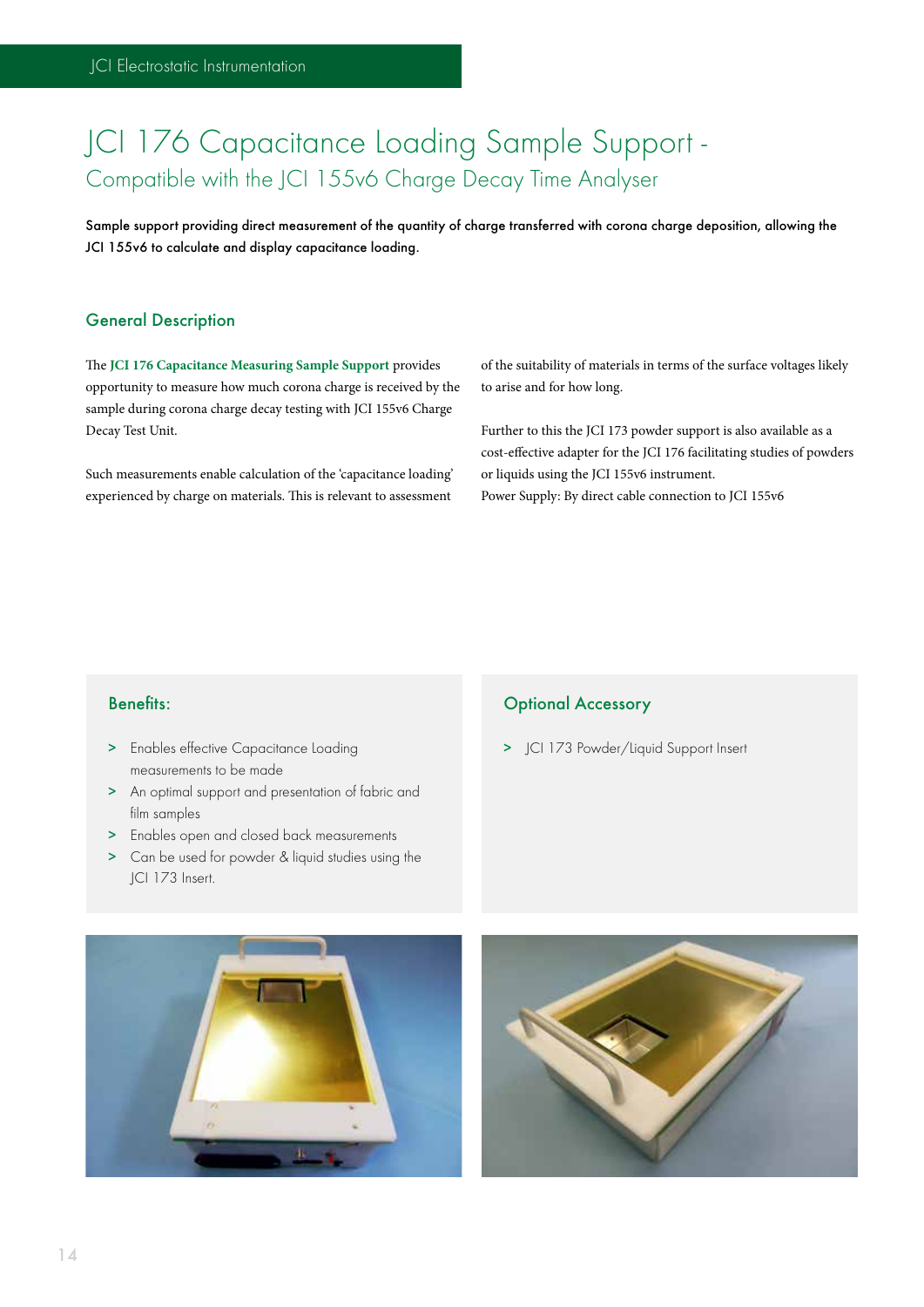# JCI 176 Capacitance Loading Sample Support - 

## Compatible with the JCI 155v6 Charge Decay Time Analyser

**Sample support providing direct measurement of the quantity of charge transferred with corona charge deposition, allowing the JCI 155v6 to calculate and display capacitance loading.**

### General Description

The **JCI 176 Capacitance Measuring Sample Support** provides opportunity to measure how much corona charge is received by the sample during corona charge decay testing with JCI 155v6 Charge Decay Test Unit.

Such measurements enable calculation of the 'capacitance loading' experienced by charge on materials. This is relevant to assessment of the suitability of materials in terms of the surface voltages likely to arise and for how long.

Further to this the JCI 173 powder support is also available as a cost-effective adapter for the JCI 176 facilitating studies of powders or liquids using the JCI 155v6 instrument.
Power Supply: By direct cable connection to JCI 155v6

### Benefits:

- Enables effective Capacitance Loading measurements to be made
- An optimal support and presentation of fabric and film samples
- Enables open and closed back measurements
- Can be used for powder & liquid studies using the JCI 173 Insert.

### Optional Accessory

- JCI 173 Powder/Liquid Support Insert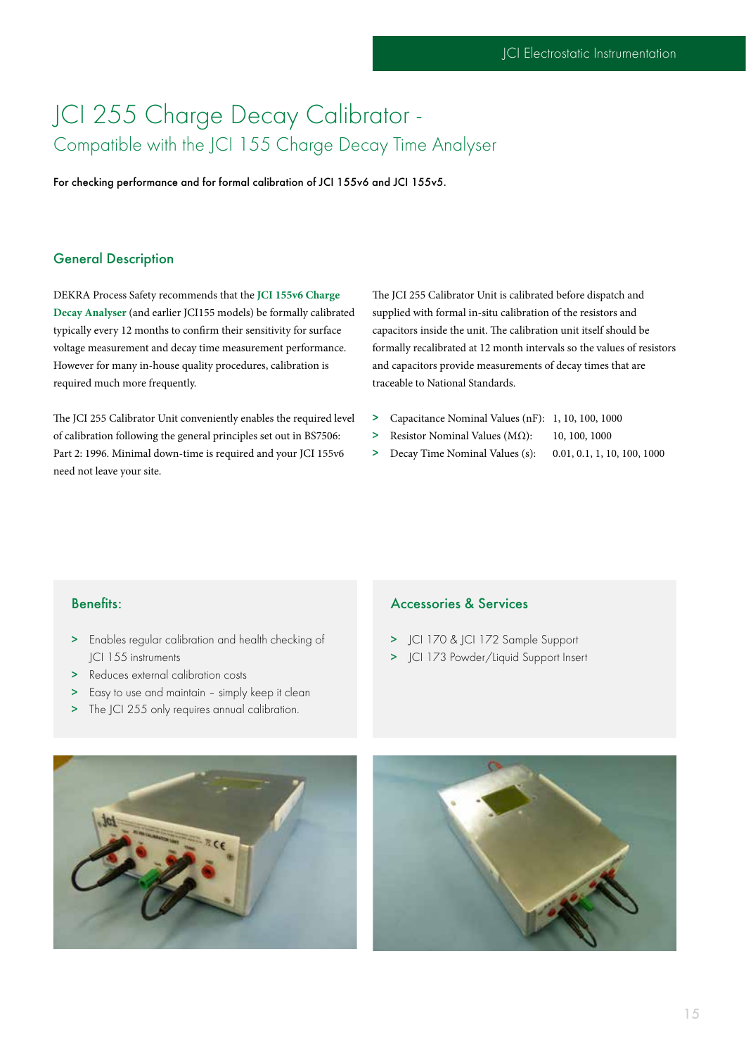# JCI 255 Charge Decay Calibrator -

## Compatible with the JCI 155 Charge Decay Time Analyser

**For checking performance and for formal calibration of JCI 155v6 and JCI 155v5.**

### General Description

DEKRA Process Safety recommends that the **JCI 155v6 Charge Decay Analyser** (and earlier JCI155 models) be formally calibrated typically every 12 months to confirm their sensitivity for surface voltage measurement and decay time measurement performance. However for many in-house quality procedures, calibration is required much more frequently.

The JCI 255 Calibrator Unit conveniently enables the required level of calibration following the general principles set out in BS7506: Part 2: 1996. Minimal down-time is required and your JCI 155v6 need not leave your site.

The JCI 255 Calibrator Unit is calibrated before dispatch and supplied with formal in-situ calibration of the resistors and capacitors inside the unit. The calibration unit itself should be formally recalibrated at 12 month intervals so the values of resistors and capacitors provide measurements of decay times that are traceable to National Standards.

- Capacitance Nominal Values (nF): 1, 10, 100, 1000
- Resistor Nominal Values (MΩ): 10, 100, 1000
- Decay Time Nominal Values (s): 0.01, 0.1, 1, 10, 100, 1000

### Benefits:

- Enables regular calibration and health checking of JCI 155 instruments
- Reduces external calibration costs
- Easy to use and maintain – simply keep it clean
- The JCI 255 only requires annual calibration.

### Accessories & Services

- JCI 170 & JCI 172 Sample Support
- JCI 173 Powder/Liquid Support Insert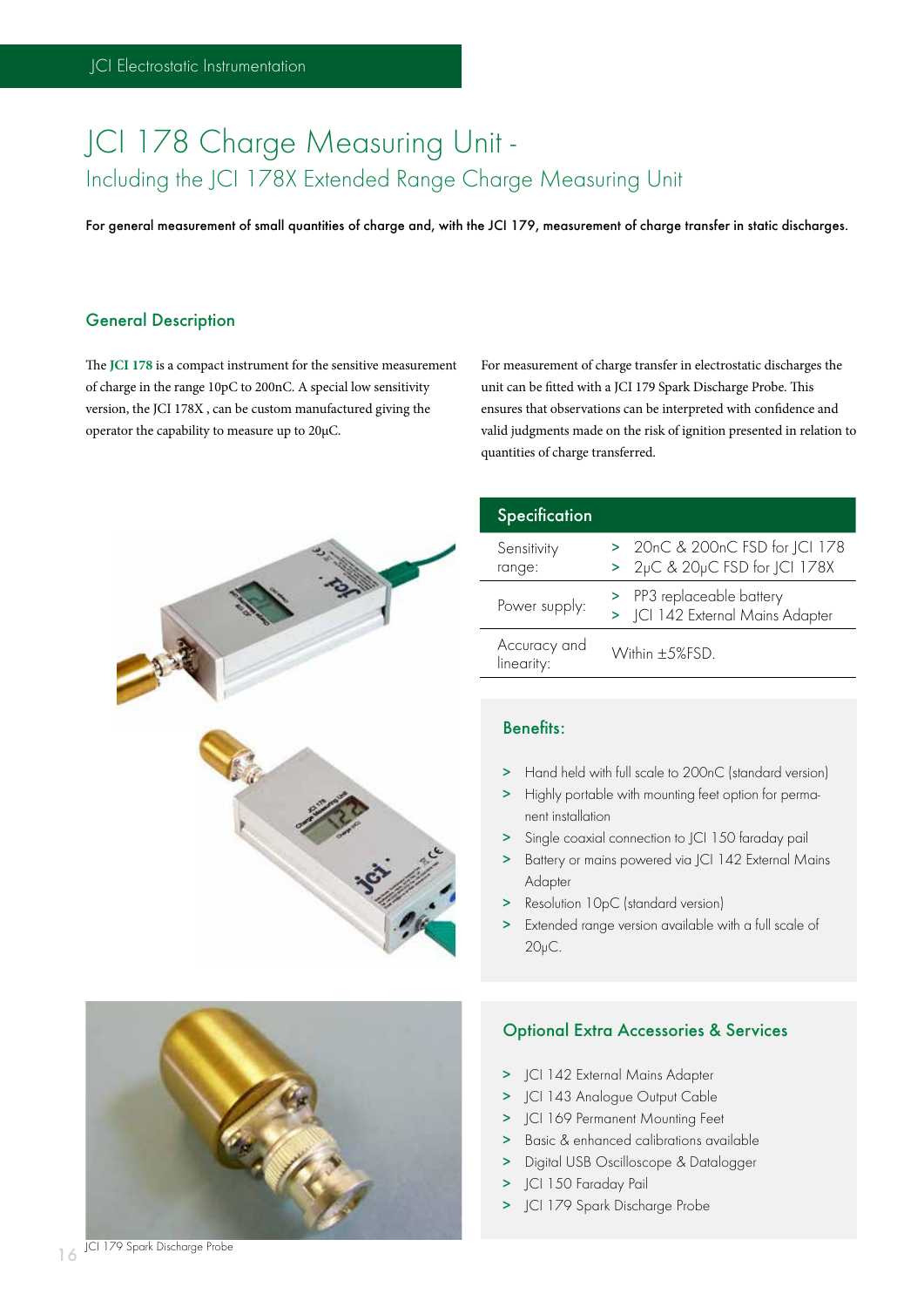# JCI 178 Charge Measuring Unit -

## Including the JCI 178X Extended Range Charge Measuring Unit

**For general measurement of small quantities of charge and, with the JCI 179, measurement of charge transfer in static discharges.**

### General Description

The **JCI 178** is a compact instrument for the sensitive measurement of charge in the range 10pC to 200nC. A special low sensitivity version, the JCI 178X , can be custom manufactured giving the operator the capability to measure up to 20μC.

For measurement of charge transfer in electrostatic discharges the unit can be fitted with a JCI 179 Spark Discharge Probe. This ensures that observations can be interpreted with confidence and valid judgments made on the risk of ignition presented in relation to quantities of charge transferred.

| Specification | |
|---|---|
| Sensitivity range: | > 20nC & 200nC FSD for JCI 178<br>> 2μC & 20μC FSD for JCI 178X |
| Power supply: | > PP3 replaceable battery<br>> JCI 142 External Mains Adapter |
| Accuracy and linearity: | Within ±5%FSD. |

### Benefits:

- Hand held with full scale to 200nC (standard version)
- Highly portable with mounting feet option for permanent installation
- Single coaxial connection to JCI 150 faraday pail
- Battery or mains powered via JCI 142 External Mains Adapter
- Resolution 10pC (standard version)
- Extended range version available with a full scale of 20μC.

### Optional Extra Accessories & Services

- JCI 142 External Mains Adapter
- JCI 143 Analogue Output Cable
- JCI 169 Permanent Mounting Feet
- Basic & enhanced calibrations available
- Digital USB Oscilloscope & Datalogger
- JCI 150 Faraday Pail
- JCI 179 Spark Discharge Probe

JCI 179 Spark Discharge Probe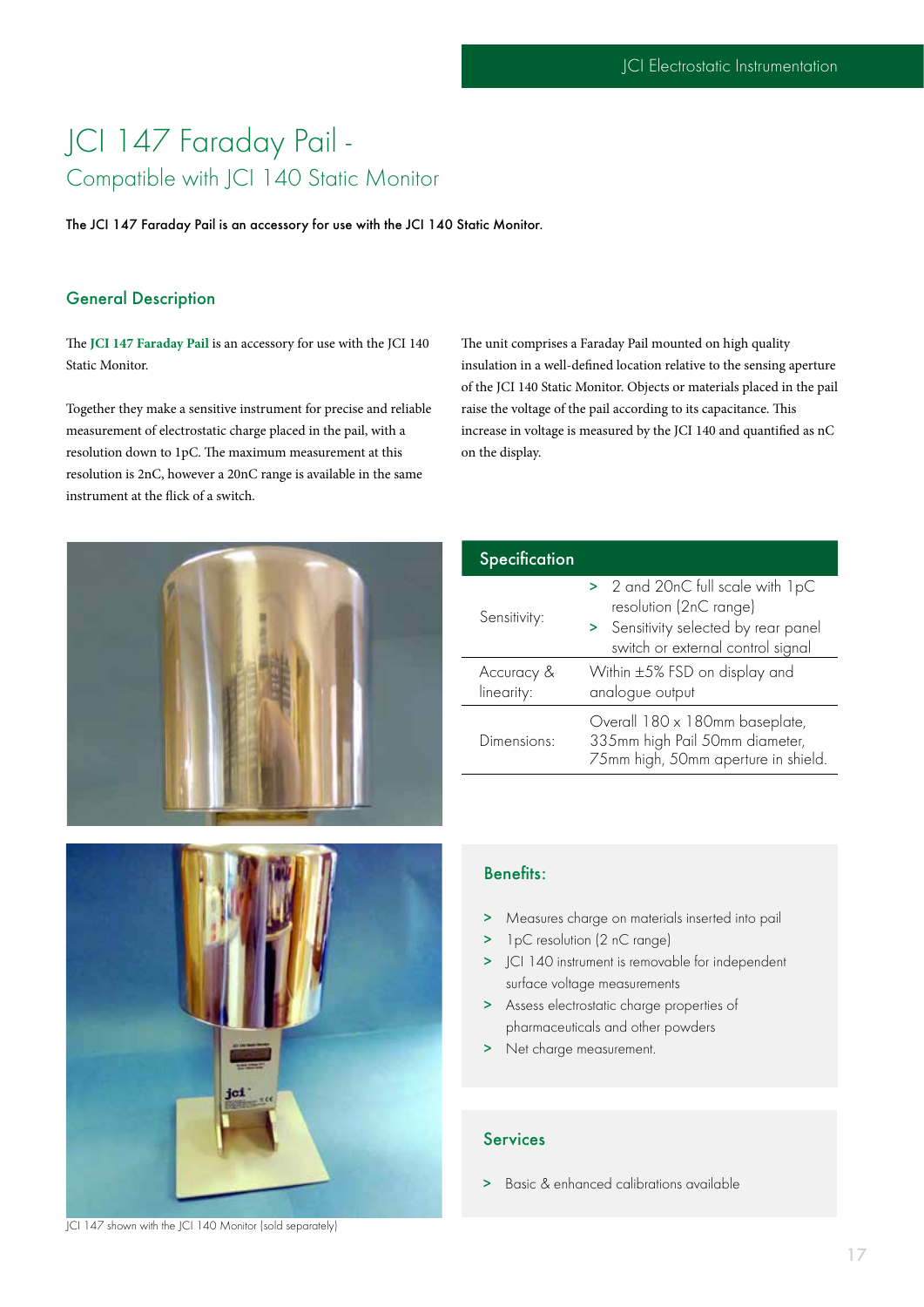# JCI 147 Faraday Pail -
## Compatible with JCI 140 Static Monitor

**The JCI 147 Faraday Pail is an accessory for use with the JCI 140 Static Monitor.**

### General Description

The **JCI 147 Faraday Pail** is an accessory for use with the JCI 140 Static Monitor.

Together they make a sensitive instrument for precise and reliable measurement of electrostatic charge placed in the pail, with a resolution down to 1pC. The maximum measurement at this resolution is 2nC, however a 20nC range is available in the same instrument at the flick of a switch.

The unit comprises a Faraday Pail mounted on high quality insulation in a well-defined location relative to the sensing aperture of the JCI 140 Static Monitor. Objects or materials placed in the pail raise the voltage of the pail according to its capacitance. This increase in voltage is measured by the JCI 140 and quantified as nC on the display.

### Specification

| | |
|---|---|
| Sensitivity: | > 2 and 20nC full scale with 1pC resolution (2nC range)<br>> Sensitivity selected by rear panel switch or external control signal |
| Accuracy & linearity: | Within ±5% FSD on display and analogue output |
| Dimensions: | Overall 180 x 180mm baseplate, 335mm high Pail 50mm diameter, 75mm high, 50mm aperture in shield. |

JCI 147 shown with the JCI 140 Monitor (sold separately)

### Benefits:

- Measures charge on materials inserted into pail
- 1pC resolution (2 nC range)
- JCI 140 instrument is removable for independent surface voltage measurements
- Assess electrostatic charge properties of pharmaceuticals and other powders
- Net charge measurement.

### Services

- Basic & enhanced calibrations available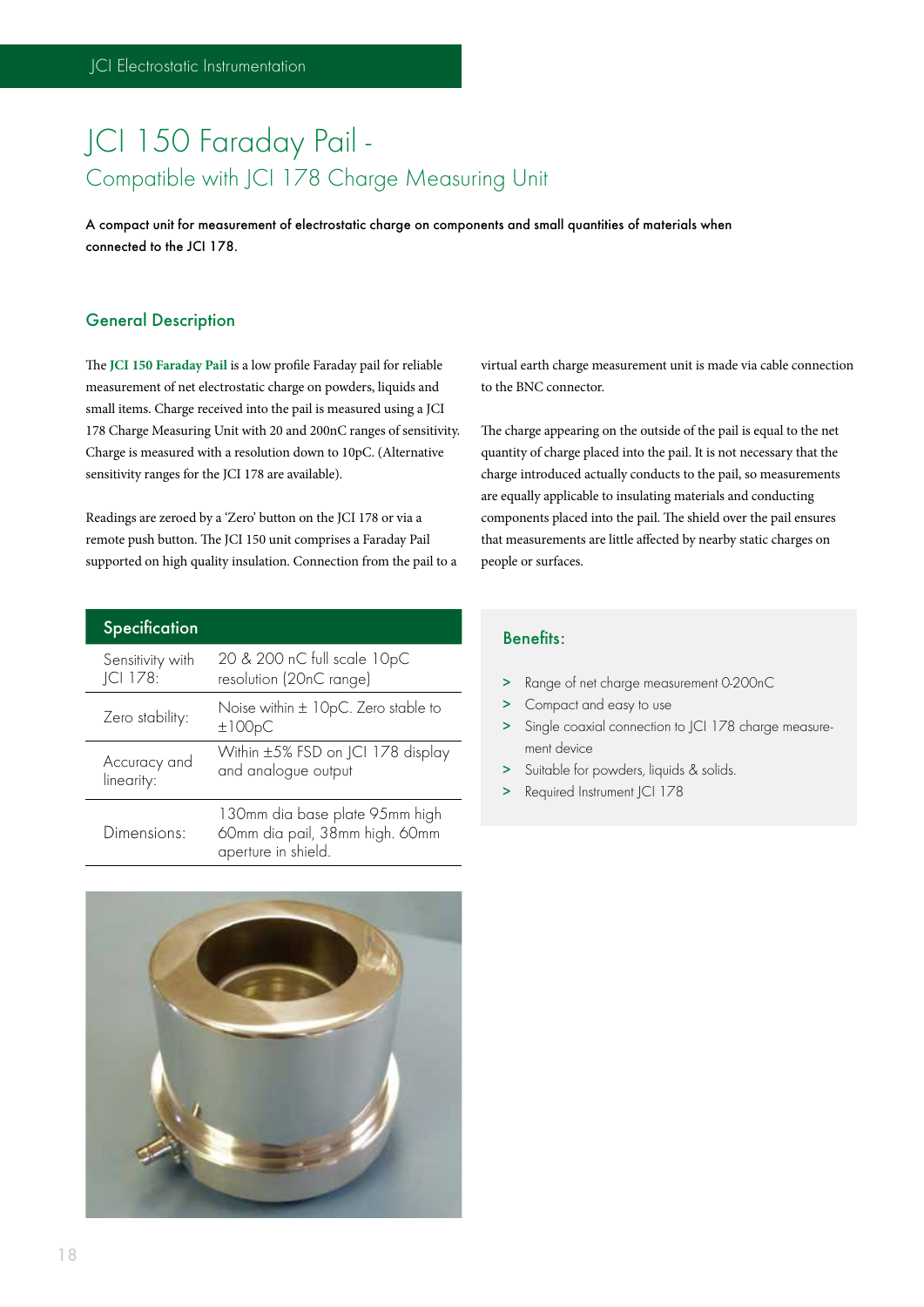# JCI 150 Faraday Pail -

## Compatible with JCI 178 Charge Measuring Unit

**A compact unit for measurement of electrostatic charge on components and small quantities of materials when connected to the JCI 178.**

### General Description

The **JCI 150 Faraday Pail** is a low profile Faraday pail for reliable measurement of net electrostatic charge on powders, liquids and small items. Charge received into the pail is measured using a JCI 178 Charge Measuring Unit with 20 and 200nC ranges of sensitivity. Charge is measured with a resolution down to 10pC. (Alternative sensitivity ranges for the JCI 178 are available).

Readings are zeroed by a 'Zero' button on the JCI 178 or via a remote push button. The JCI 150 unit comprises a Faraday Pail supported on high quality insulation. Connection from the pail to a virtual earth charge measurement unit is made via cable connection to the BNC connector.

The charge appearing on the outside of the pail is equal to the net quantity of charge placed into the pail. It is not necessary that the charge introduced actually conducts to the pail, so measurements are equally applicable to insulating materials and conducting components placed into the pail. The shield over the pail ensures that measurements are little affected by nearby static charges on people or surfaces.

| Specification | |
|---|---|
| Sensitivity with JCI 178: | 20 & 200 nC full scale 10pC resolution (20nC range) |
| Zero stability: | Noise within ± 10pC. Zero stable to ±100pC |
| Accuracy and linearity: | Within ±5% FSD on JCI 178 display and analogue output |
| Dimensions: | 130mm dia base plate 95mm high 60mm dia pail, 38mm high. 60mm aperture in shield. |

### Benefits:

- Range of net charge measurement 0-200nC
- Compact and easy to use
- Single coaxial connection to JCI 178 charge measurement device
- Suitable for powders, liquids & solids.
- Required Instrument JCI 178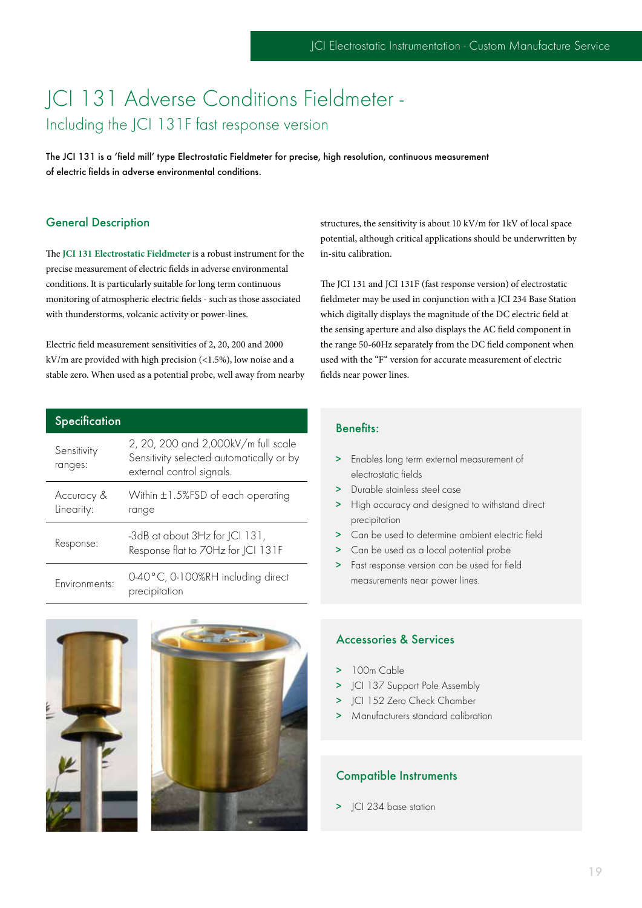# JCI 131 Adverse Conditions Fieldmeter -

## Including the JCI 131F fast response version

**The JCI 131 is a 'field mill' type Electrostatic Fieldmeter for precise, high resolution, continuous measurement of electric fields in adverse environmental conditions.**

### General Description

The **JCI 131 Electrostatic Fieldmeter** is a robust instrument for the precise measurement of electric fields in adverse environmental conditions. It is particularly suitable for long term continuous monitoring of atmospheric electric fields - such as those associated with thunderstorms, volcanic activity or power-lines.

Electric field measurement sensitivities of 2, 20, 200 and 2000 kV/m are provided with high precision (<1.5%), low noise and a stable zero. When used as a potential probe, well away from nearby structures, the sensitivity is about 10 kV/m for 1kV of local space potential, although critical applications should be underwritten by in-situ calibration.

The JCI 131 and JCI 131F (fast response version) of electrostatic fieldmeter may be used in conjunction with a JCI 234 Base Station which digitally displays the magnitude of the DC electric field at the sensing aperture and also displays the AC field component in the range 50-60Hz separately from the DC field component when used with the "F" version for accurate measurement of electric fields near power lines.

### Specification

| | |
|---|---|
| Sensitivity ranges: | 2, 20, 200 and 2,000kV/m full scale Sensitivity selected automatically or by external control signals. |
| Accuracy & Linearity: | Within ±1.5%FSD of each operating range |
| Response: | -3dB at about 3Hz for JCI 131, Response flat to 70Hz for JCI 131F |
| Environments: | 0-40°C, 0-100%RH including direct precipitation |

### Benefits:

> Enables long term external measurement of electrostatic fields
> Durable stainless steel case
> High accuracy and designed to withstand direct precipitation
> Can be used to determine ambient electric field
> Can be used as a local potential probe
> Fast response version can be used for field measurements near power lines.

### Accessories & Services

> 100m Cable
> JCI 137 Support Pole Assembly
> JCI 152 Zero Check Chamber
> Manufacturers standard calibration

### Compatible Instruments

> JCI 234 base station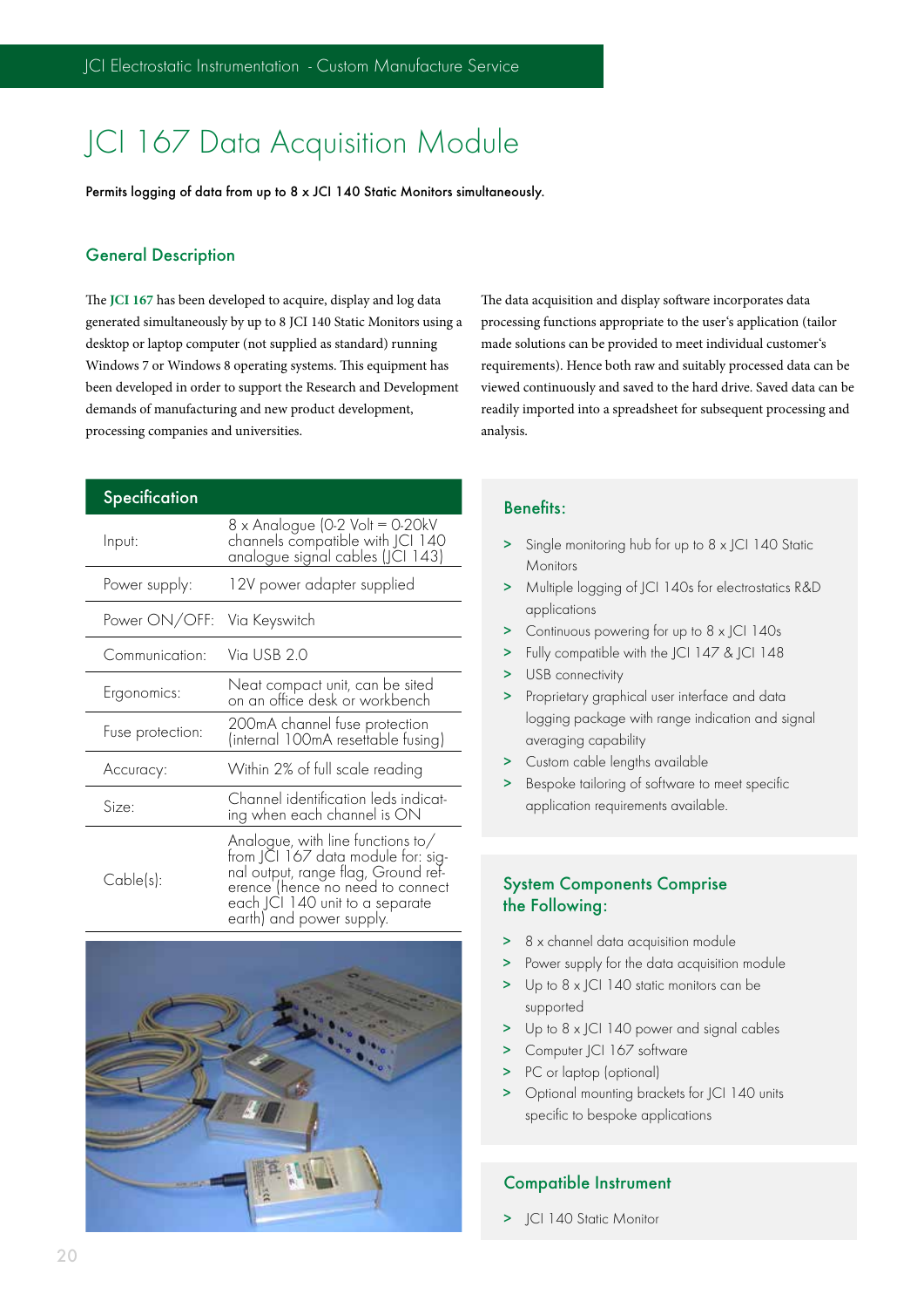# JCI 167 Data Acquisition Module

**Permits logging of data from up to 8 x JCI 140 Static Monitors simultaneously.**

## General Description

The **JCI 167** has been developed to acquire, display and log data generated simultaneously by up to 8 JCI 140 Static Monitors using a desktop or laptop computer (not supplied as standard) running Windows 7 or Windows 8 operating systems. This equipment has been developed in order to support the Research and Development demands of manufacturing and new product development, processing companies and universities.

The data acquisition and display software incorporates data processing functions appropriate to the user's application (tailor made solutions can be provided to meet individual customer's requirements). Hence both raw and suitably processed data can be viewed continuously and saved to the hard drive. Saved data can be readily imported into a spreadsheet for subsequent processing and analysis.

| Specification | |
|---|---|
| Input: | 8 x Analogue (0-2 Volt = 0-20kV channels compatible with JCI 140 analogue signal cables (JCI 143) |
| Power supply: | 12V power adapter supplied |
| Power ON/OFF: | Via Keyswitch |
| Communication: | Via USB 2.0 |
| Ergonomics: | Neat compact unit, can be sited on an office desk or workbench |
| Fuse protection: | 200mA channel fuse protection (internal 100mA resettable fusing) |
| Accuracy: | Within 2% of full scale reading |
| Size: | Channel identification leds indicating when each channel is ON |
| Cable(s): | Analogue, with line functions to/from JCI 167 data module for: signal output, range flag, Ground reference (hence no need to connect each JCI 140 unit to a separate earth) and power supply. |

## Benefits:

- Single monitoring hub for up to 8 x JCI 140 Static Monitors
- Multiple logging of JCI 140s for electrostatics R&D applications
- Continuous powering for up to 8 x JCI 140s
- Fully compatible with the JCI 147 & JCI 148
- USB connectivity
- Proprietary graphical user interface and data logging package with range indication and signal averaging capability
- Custom cable lengths available
- Bespoke tailoring of software to meet specific application requirements available.

## System Components Comprise the Following:

- 8 x channel data acquisition module
- Power supply for the data acquisition module
- Up to 8 x JCI 140 static monitors can be supported
- Up to 8 x JCI 140 power and signal cables
- Computer JCI 167 software
- PC or laptop (optional)
- Optional mounting brackets for JCI 140 units specific to bespoke applications

## Compatible Instrument

- JCI 140 Static Monitor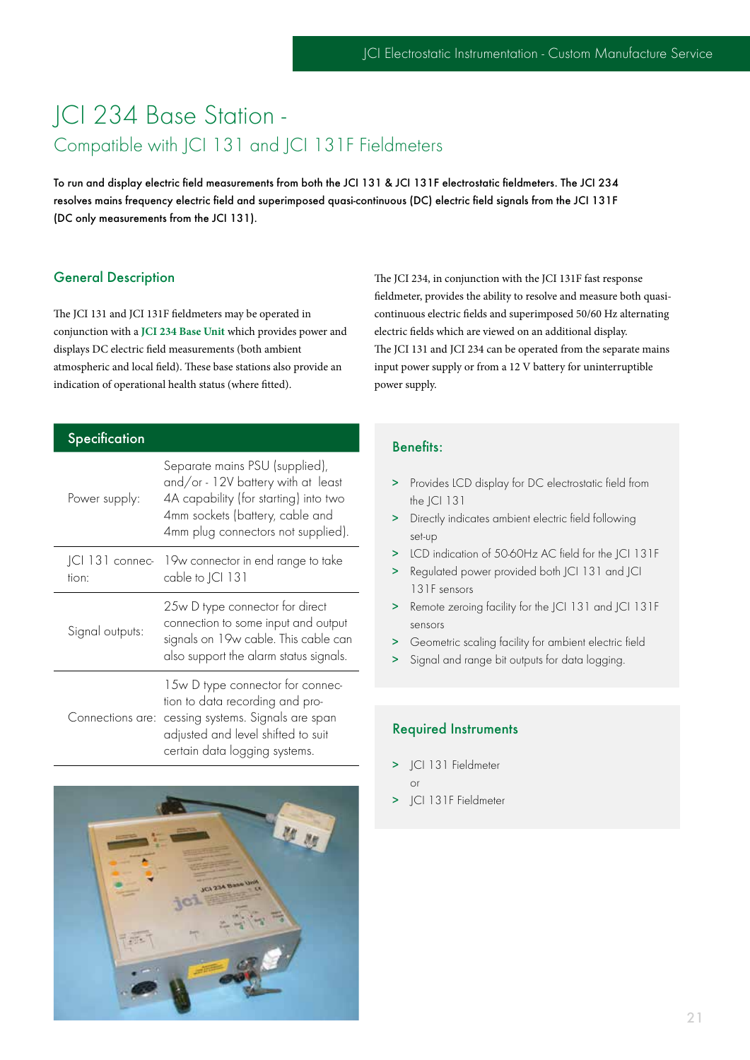# JCI 234 Base Station -

## Compatible with JCI 131 and JCI 131F Fieldmeters

**To run and display electric field measurements from both the JCI 131 & JCI 131F electrostatic fieldmeters. The JCI 234 resolves mains frequency electric field and superimposed quasi-continuous (DC) electric field signals from the JCI 131F (DC only measurements from the JCI 131).**

### General Description

The JCI 131 and JCI 131F fieldmeters may be operated in conjunction with a **JCI 234 Base Unit** which provides power and displays DC electric field measurements (both ambient atmospheric and local field). These base stations also provide an indication of operational health status (where fitted).

The JCI 234, in conjunction with the JCI 131F fast response fieldmeter, provides the ability to resolve and measure both quasi-continuous electric fields and superimposed 50/60 Hz alternating electric fields which are viewed on an additional display.

The JCI 131 and JCI 234 can be operated from the separate mains input power supply or from a 12 V battery for uninterruptible power supply.

| Specification | |
|---|---|
| Power supply: | Separate mains PSU (supplied), and/or - 12V battery with at least 4A capability (for starting) into two 4mm sockets (battery, cable and 4mm plug connectors not supplied). |
| JCI 131 connection: | 19w connector in end range to take cable to JCI 131 |
| Signal outputs: | 25w D type connector for direct connection to some input and output signals on 19w cable. This cable can also support the alarm status signals. |
| Connections are: | 15w D type connector for connection to data recording and processing systems. Signals are span adjusted and level shifted to suit certain data logging systems. |

### Benefits:

- Provides LCD display for DC electrostatic field from the JCI 131
- Directly indicates ambient electric field following set-up
- LCD indication of 50-60Hz AC field for the JCI 131F
- Regulated power provided both JCI 131 and JCI 131F sensors
- Remote zeroing facility for the JCI 131 and JCI 131F sensors
- Geometric scaling facility for ambient electric field
- Signal and range bit outputs for data logging.

### Required Instruments

- JCI 131 Fieldmeter

  or
- JCI 131F Fieldmeter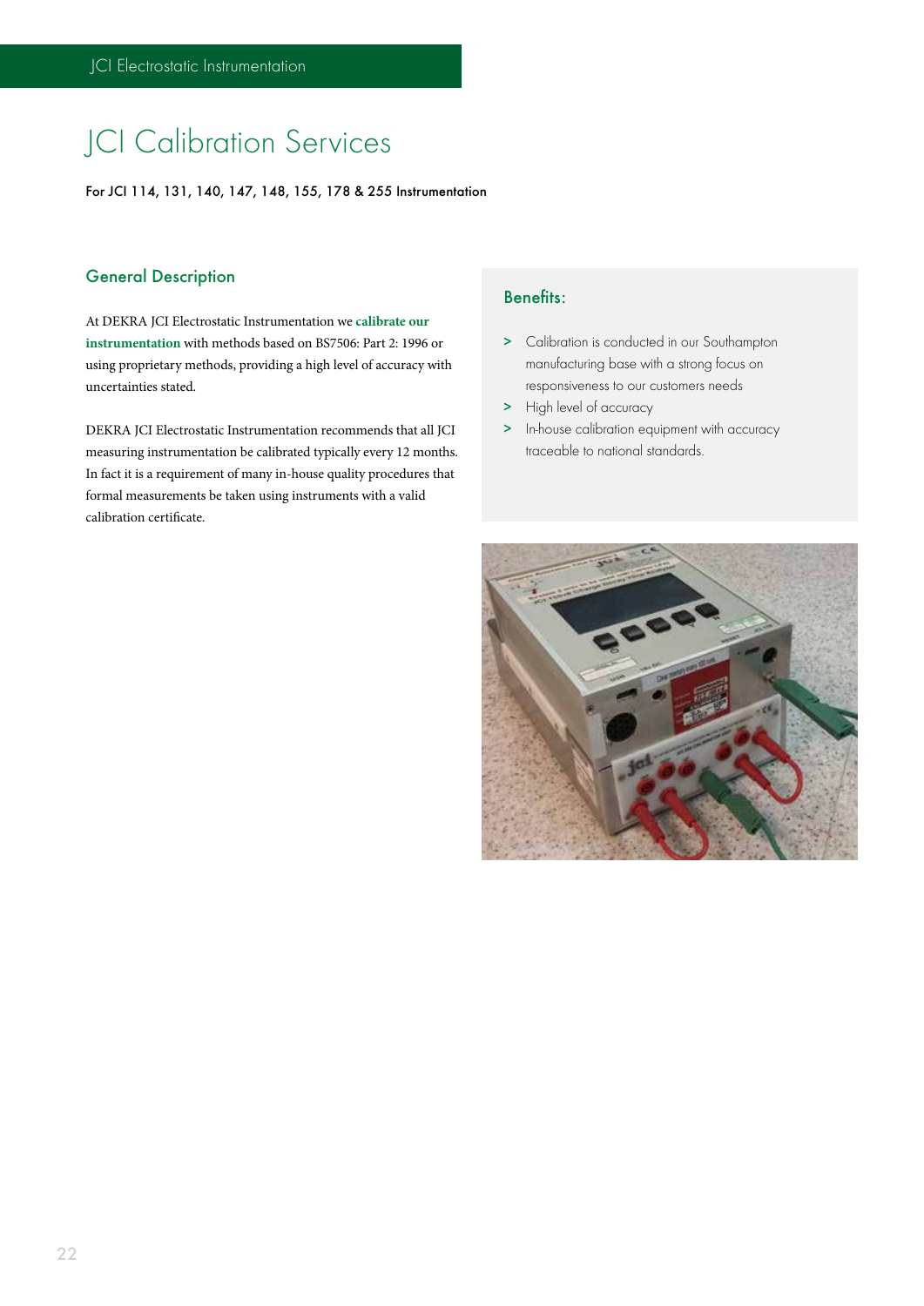# JCI Calibration Services

**For JCI 114, 131, 140, 147, 148, 155, 178 & 255 Instrumentation**

## General Description

At DEKRA JCI Electrostatic Instrumentation we **calibrate our instrumentation** with methods based on BS7506: Part 2: 1996 or using proprietary methods, providing a high level of accuracy with uncertainties stated.

DEKRA JCI Electrostatic Instrumentation recommends that all JCI measuring instrumentation be calibrated typically every 12 months. In fact it is a requirement of many in-house quality procedures that formal measurements be taken using instruments with a valid calibration certificate.

## Benefits:

- Calibration is conducted in our Southampton manufacturing base with a strong focus on responsiveness to our customers needs
- High level of accuracy
- In-house calibration equipment with accuracy traceable to national standards.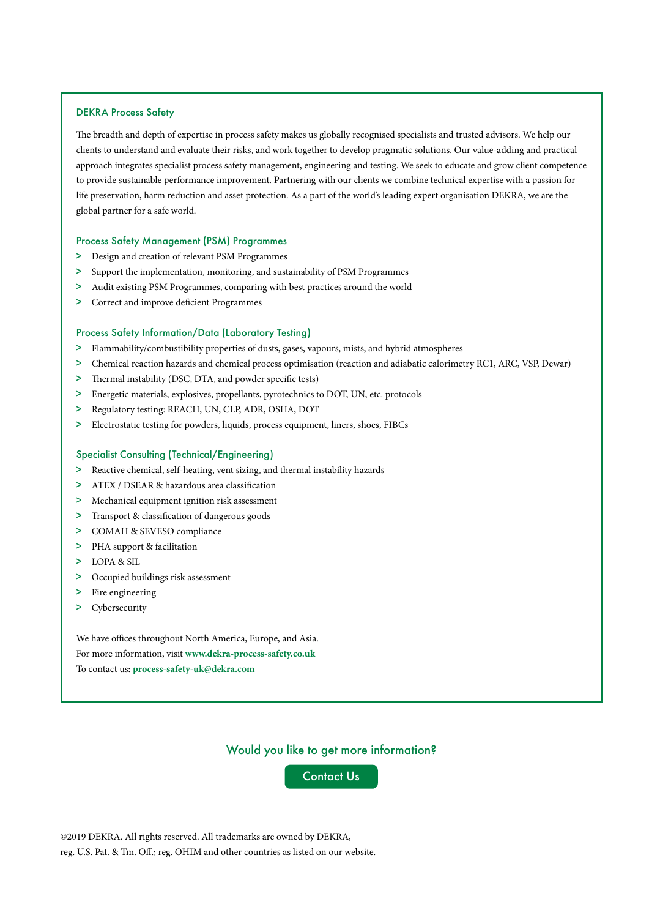## DEKRA Process Safety

The breadth and depth of expertise in process safety makes us globally recognised specialists and trusted advisors. We help our clients to understand and evaluate their risks, and work together to develop pragmatic solutions. Our value-adding and practical approach integrates specialist process safety management, engineering and testing. We seek to educate and grow client competence to provide sustainable performance improvement. Partnering with our clients we combine technical expertise with a passion for life preservation, harm reduction and asset protection. As a part of the world's leading expert organisation DEKRA, we are the global partner for a safe world.

### Process Safety Management (PSM) Programmes

- Design and creation of relevant PSM Programmes
- Support the implementation, monitoring, and sustainability of PSM Programmes
- Audit existing PSM Programmes, comparing with best practices around the world
- Correct and improve deficient Programmes

### Process Safety Information/Data (Laboratory Testing)

- Flammability/combustibility properties of dusts, gases, vapours, mists, and hybrid atmospheres
- Chemical reaction hazards and chemical process optimisation (reaction and adiabatic calorimetry RC1, ARC, VSP, Dewar)
- Thermal instability (DSC, DTA, and powder specific tests)
- Energetic materials, explosives, propellants, pyrotechnics to DOT, UN, etc. protocols
- Regulatory testing: REACH, UN, CLP, ADR, OSHA, DOT
- Electrostatic testing for powders, liquids, process equipment, liners, shoes, FIBCs

### Specialist Consulting (Technical/Engineering)

- Reactive chemical, self-heating, vent sizing, and thermal instability hazards
- ATEX / DSEAR & hazardous area classification
- Mechanical equipment ignition risk assessment
- Transport & classification of dangerous goods
- COMAH & SEVESO compliance
- PHA support & facilitation
- LOPA & SIL
- Occupied buildings risk assessment
- Fire engineering
- Cybersecurity

We have offices throughout North America, Europe, and Asia.
For more information, visit **www.dekra-process-safety.co.uk**
To contact us: **process-safety-uk@dekra.com**

Would you like to get more information?

Contact Us

©2019 DEKRA. All rights reserved. All trademarks are owned by DEKRA, reg. U.S. Pat. & Tm. Off.; reg. OHIM and other countries as listed on our website.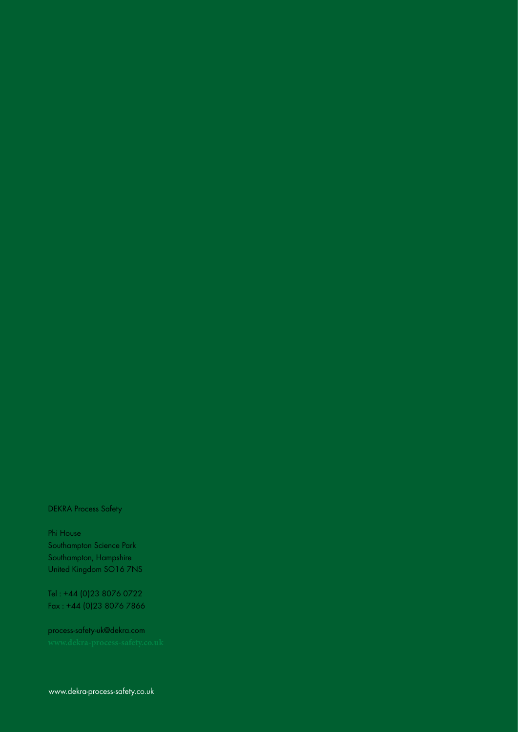DEKRA Process Safety

Phi House
Southampton Science Park
Southampton, Hampshire
United Kingdom SO16 7NS

Tel : +44 (0)23 8076 0722
Fax : +44 (0)23 8076 7866

process-safety-uk@dekra.com
www.dekra-process-safety.co.uk

www.dekra-process-safety.co.uk